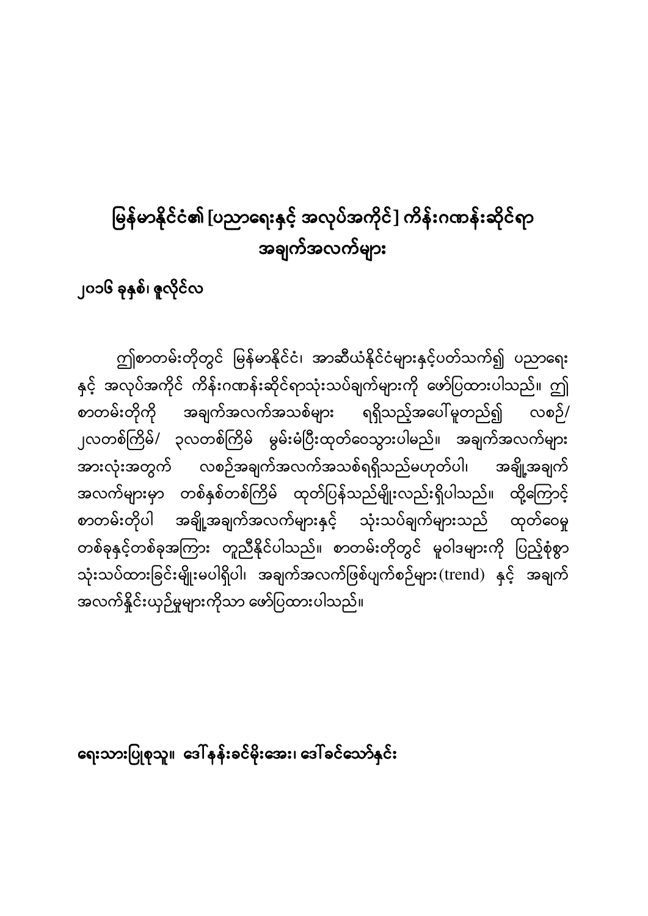# မြန်မာနိုင်ငံ၏ [ပညာရေးနှင့် အလုပ်အကိုင်] ကိန်းဂဏန်းဆိုင်ရာ အချက်အလက်များ

## ၂၀၁၆ ခုနှစ်၊ ဇူလိုင်လ

ဤစာတမ်းတိုတွင် မြန်မာနိုင်ငံ၊ အာဆီယံနိုင်ငံများနှင့်ပတ်သက်၍ ပညာရေးနှင့် အလုပ်အကိုင် ကိန်းဂဏန်းဆိုင်ရာသုံးသပ်ချက်များကို ဖော်ပြထားပါသည်။ ဤစာတမ်းတိုကို အချက်အလက်အသစ်များ ရရှိသည့်အပေါ်မူတည်၍ လစဉ်/ ၂လတစ်ကြိမ်/ ၃လတစ်ကြိမ် မွမ်းမံပြီးထုတ်ဝေသွားပါမည်။ အချက်အလက်များအားလုံးအတွက် လစဉ်အချက်အလက်အသစ်ရရှိသည်မဟုတ်ပါ၊ အချို့အချက်အလက်များမှာ တစ်နှစ်တစ်ကြိမ် ထုတ်ပြန်သည်မျိုးလည်းရှိပါသည်။ ထို့ကြောင့် စာတမ်းတိုပါ အချို့အချက်အလက်များနှင့် သုံးသပ်ချက်များသည် ထုတ်ဝေမှုတစ်ခုနှင့်တစ်ခုအကြား တူညီနိုင်ပါသည်။ စာတမ်းတိုတွင် မူဝါဒများကို ပြည့်စုံစွာ သုံးသပ်ထားခြင်းမျိုးမပါရှိပါ၊ အချက်အလက်ဖြစ်ပျက်စဉ်များ(trend) နှင့် အချက်အလက်နှိုင်းယှဉ်မှုများကိုသာ ဖော်ပြထားပါသည်။

**ရေးသားပြုစုသူ။ ဒေါ်နန်းခင်မိုးအေး၊ ဒေါ်ခင်သော်နှင်း**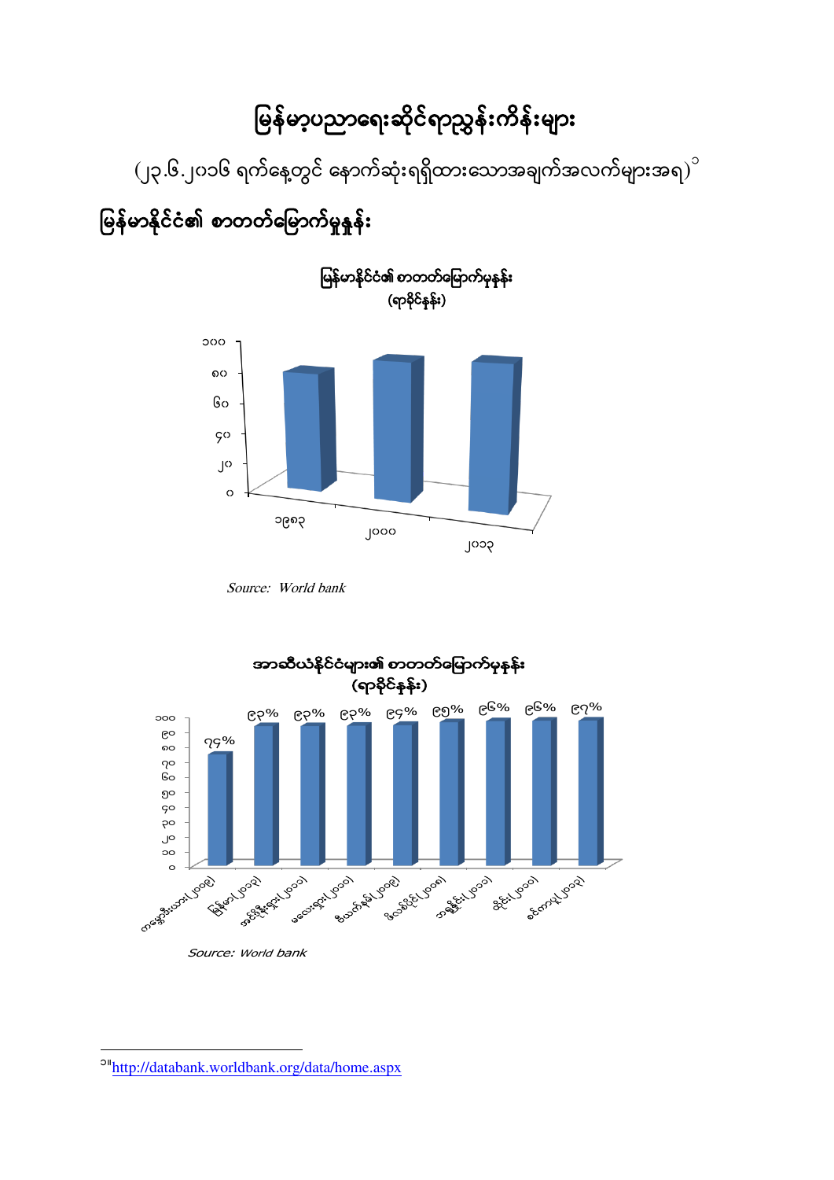# မြန်မာ့ပညာရေးဆိုင်ရာညွှန်းကိန်းများ

(၂၃.၆.၂၀၁၆ ရက်နေ့တွင် နောက်ဆုံးရရှိထားသောအချက်အလက်များအရ)[၁]

## မြန်မာနိုင်ငံ၏ စာတတ်မြောက်မှုနှုန်း

**မြန်မာနိုင်ငံ၏ စာတတ်မြောက်မှုနှုန်း (ရာခိုင်နှုန်း)**

| နှစ် | ရာခိုင်နှုန်း |
|---|---|
| ၁၉၈၃ | ~၈၀ |
| ၂၀၀၀ | ~၉၀ |
| ၂၀၁၃ | ~၉၀ |

*Source: World bank*

**အာဆီယံနိုင်ငံများ၏ စာတတ်မြောက်မှုနှုန်း (ရာခိုင်နှုန်း)**

| နိုင်ငံ | ရာခိုင်နှုန်း |
|---|---|
| ကမ္ဘောဒီးယား(၂၀၀၉) | ၇၄% |
| မြန်မာ(၂၀၁၃) | ၉၃% |
| အင်ဒိုနီးရှား(၂၀၁၁) | ၉၃% |
| မလေးရှား(၂၀၁၀) | ၉၃% |
| ဗီယက်နမ်(၂၀၀၉) | ၉၄% |
| ဖိလစ်ပိုင်(၂၀၀၈) | ၉၅% |
| ဘရူနိုင်း(၂၀၁၁) | ၉၆% |
| ထိုင်း(၂၀၀၀) | ၉၆% |
| စင်ကာပူ(၂၀၁၃) | ၉၇% |

*Source: World bank*

---

[၁] http://databank.worldbank.org/data/home.aspx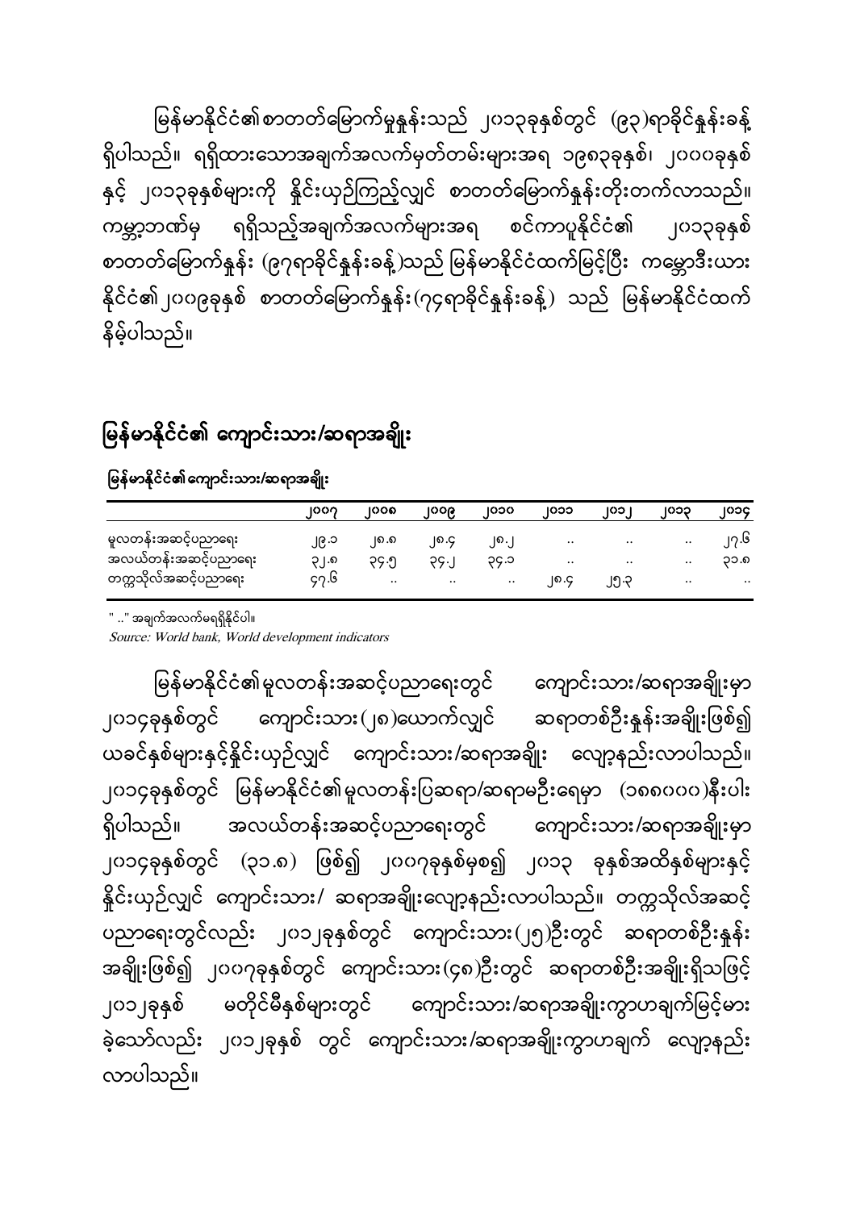မြန်မာနိုင်ငံ၏စာတတ်မြောက်မှုနှုန်းသည် ၂၀၁၃ခုနှစ်တွင် (၉၃)ရာခိုင်နှုန်းခန့် ရှိပါသည်။ ရရှိထားသောအချက်အလက်မှတ်တမ်းများအရ ၁၉၈၃ခုနှစ်၊ ၂၀၀၀ခုနှစ်နှင့် ၂၀၁၃ခုနှစ်များကို နှိုင်းယှဉ်ကြည့်လျှင် စာတတ်မြောက်နှုန်းတိုးတက်လာသည်။ ကမ္ဘာ့ဘဏ်မှ ရရှိသည့်အချက်အလက်များအရ စင်ကာပူနိုင်ငံ၏ ၂၀၁၃ခုနှစ် စာတတ်မြောက်နှုန်း (၉၇ရာခိုင်နှုန်းခန့်)သည် မြန်မာနိုင်ငံထက်မြင့်ပြီး ကမ္ဘောဒီးယားနိုင်ငံ၏၂၀၀၉ခုနှစ် စာတတ်မြောက်နှုန်း(၇၄ရာခိုင်နှုန်းခန့်) သည် မြန်မာနိုင်ငံထက်နိမ့်ပါသည်။

## မြန်မာနိုင်ငံ၏ ကျောင်းသား/ဆရာအချိုး

**မြန်မာနိုင်ငံ၏ကျောင်းသား/ဆရာအချိုး**

| | ၂၀၀၇ | ၂၀၀၈ | ၂၀၀၉ | ၂၀၁၀ | ၂၀၁၁ | ၂၀၁၂ | ၂၀၁၃ | ၂၀၁၄ |
|---|---|---|---|---|---|---|---|---|
| မူလတန်းအဆင့်ပညာရေး | ၂၉.၁ | ၂၈.၈ | ၂၈.၄ | ၂၈.၂ | .. | .. | .. | ၂၇.၆ |
| အလယ်တန်းအဆင့်ပညာရေး | ၃၂.၈ | ၃၄.၅ | ၃၄.၂ | ၃၄.၁ | .. | .. | .. | ၃၁.၈ |
| တက္ကသိုလ်အဆင့်ပညာရေး | ၄၇.၆ | .. | .. | .. | ၂၈.၄ | ၂၅.၃ | .. | .. |

" .." အချက်အလက်မရရှိနိုင်ပါ။

*Source: World bank, World development indicators*

မြန်မာနိုင်ငံ၏မူလတန်းအဆင့်ပညာရေးတွင် ကျောင်းသား/ဆရာအချိုးမှာ ၂၀၁၄ခုနှစ်တွင် ကျောင်းသား(၂၈)ယောက်လျှင် ဆရာတစ်ဦးနှုန်းအချိုးဖြစ်၍ ယခင်နှစ်များနှင့်နှိုင်းယှဉ်လျှင် ကျောင်းသား/ဆရာအချိုး လျော့နည်းလာပါသည်။ ၂၀၁၄ခုနှစ်တွင် မြန်မာနိုင်ငံ၏မူလတန်းပြဆရာ/ဆရာမဦးရေမှာ (၁၈၈၀၀၀)နီးပါး ရှိပါသည်။ အလယ်တန်းအဆင့်ပညာရေးတွင် ကျောင်းသား/ဆရာအချိုးမှာ ၂၀၁၄ခုနှစ်တွင် (၃၁.၈) ဖြစ်၍ ၂၀၀၇ခုနှစ်မှစ၍ ၂၀၁၃ ခုနှစ်အထိနှစ်များနှင့် နှိုင်းယှဉ်လျှင် ကျောင်းသား/ ဆရာအချိုးလျော့နည်းလာပါသည်။ တက္ကသိုလ်အဆင့်ပညာရေးတွင်လည်း ၂၀၁၂ခုနှစ်တွင် ကျောင်းသား(၂၅)ဦးတွင် ဆရာတစ်ဦးနှုန်းအချိုးဖြစ်၍ ၂၀၀၇ခုနှစ်တွင် ကျောင်းသား(၄၈)ဦးတွင် ဆရာတစ်ဦးအချိုးရှိသဖြင့် ၂၀၁၂ခုနှစ် မတိုင်မီနှစ်များတွင် ကျောင်းသား/ဆရာအချိုးကွာဟချက်မြင့်မားခဲ့သော်လည်း ၂၀၁၂ခုနှစ် တွင် ကျောင်းသား/ဆရာအချိုးကွာဟချက် လျော့နည်းလာပါသည်။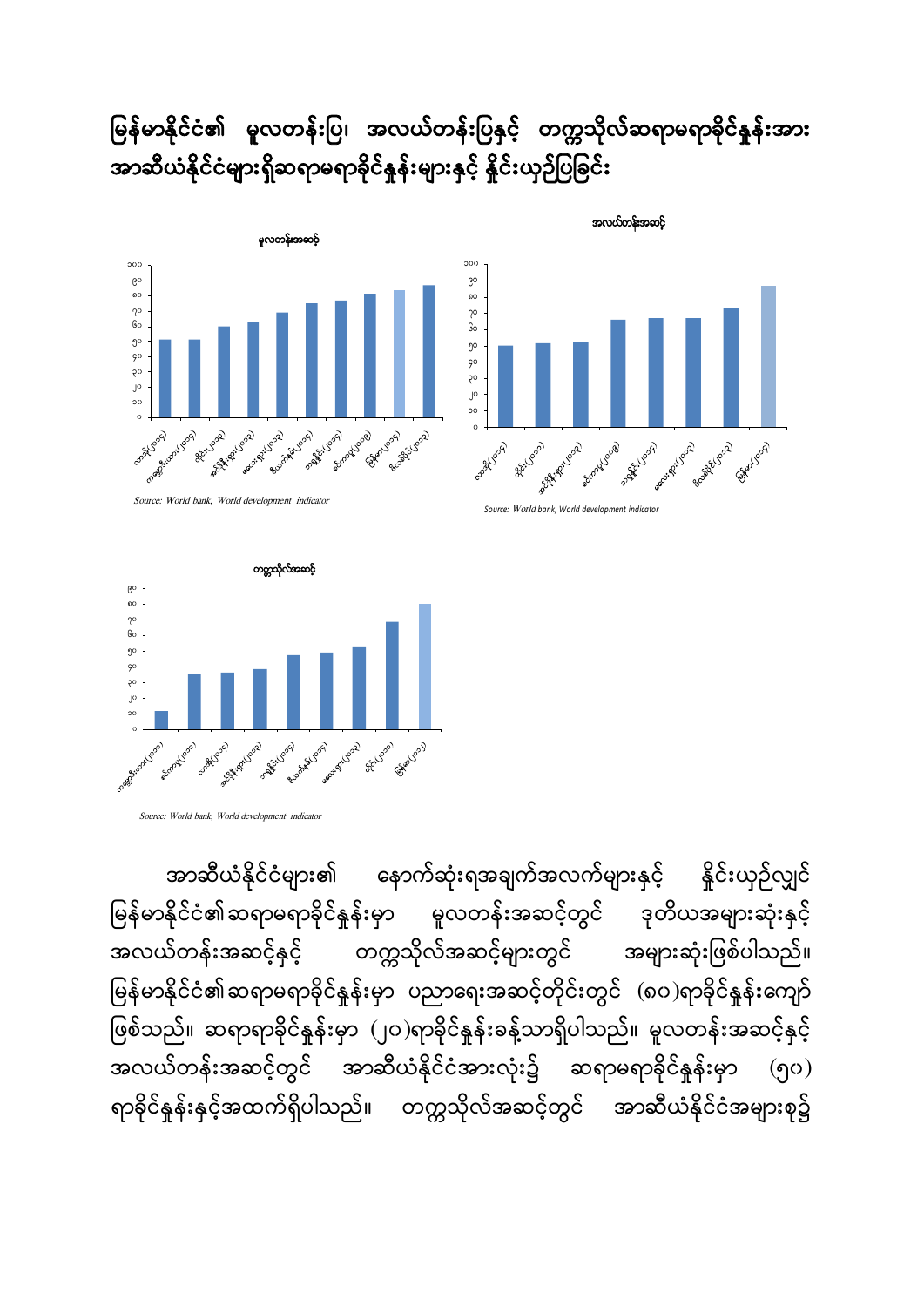# မြန်မာနိုင်ငံ၏ မူလတန်းပြ၊ အလယ်တန်းပြနှင့် တက္ကသိုလ်ဆရာမရာခိုင်နှုန်းအား အာဆီယံနိုင်ငံများရှိဆရာမရာခိုင်နှုန်းများနှင့် နှိုင်းယှဉ်ပြခြင်း

မူလတန်းအဆင့်

Source: World bank, World development indicator

အလယ်တန်းအဆင့်

Source: World bank, World development indicator

တက္ကသိုလ်အဆင့်

Source: World bank, World development indicator

အာဆီယံနိုင်ငံများ၏ နောက်ဆုံးရအချက်အလက်များနှင့် နှိုင်းယှဉ်လျှင် မြန်မာနိုင်ငံ၏ဆရာမရာခိုင်နှုန်းမှာ မူလတန်းအဆင့်တွင် ဒုတိယအများဆုံးနှင့် အလယ်တန်းအဆင့်နှင့် တက္ကသိုလ်အဆင့်များတွင် အများဆုံးဖြစ်ပါသည်။ မြန်မာနိုင်ငံ၏ဆရာမရာခိုင်နှုန်းမှာ ပညာရေးအဆင့်တိုင်းတွင် (၈၀)ရာခိုင်နှုန်းကျော် ဖြစ်သည်။ ဆရာရာခိုင်နှုန်းမှာ (၂၀)ရာခိုင်နှုန်းခန့်သာရှိပါသည်။ မူလတန်းအဆင့်နှင့် အလယ်တန်းအဆင့်တွင် အာဆီယံနိုင်ငံအားလုံး၌ ဆရာမရာခိုင်နှုန်းမှာ (၅၀) ရာခိုင်နှုန်းနှင့်အထက်ရှိပါသည်။ တက္ကသိုလ်အဆင့်တွင် အာဆီယံနိုင်ငံအများစု၌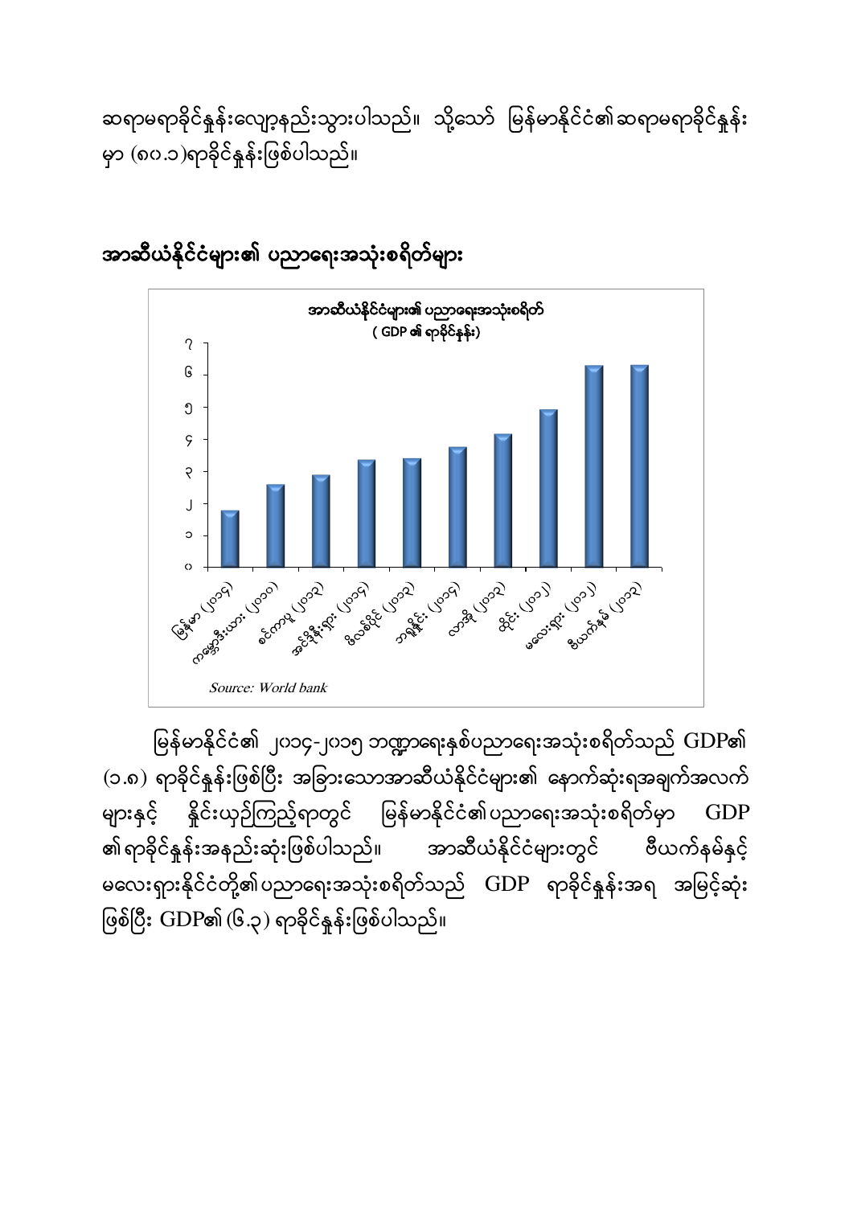ဆရာမရာခိုင်နှုန်းလျော့နည်းသွားပါသည်။ သို့သော် မြန်မာနိုင်ငံ၏ဆရာမရာခိုင်နှုန်းမှာ (၈၀.၁)ရာခိုင်နှုန်းဖြစ်ပါသည်။

## အာဆီယံနိုင်ငံများ၏ ပညာရေးအသုံးစရိတ်များ

အာဆီယံနိုင်ငံများ၏ ပညာရေးအသုံးစရိတ်
( GDP ၏ ရာခိုင်နှုန်း)

Source: World bank

မြန်မာနိုင်ငံ၏ ၂၀၁၄-၂၀၁၅ ဘဏ္ဍာရေးနှစ်ပညာရေးအသုံးစရိတ်သည် GDP၏ (၁.၈) ရာခိုင်နှုန်းဖြစ်ပြီး အခြားသောအာဆီယံနိုင်ငံများ၏ နောက်ဆုံးရအချက်အလက်များနှင့် နှိုင်းယှဉ်ကြည့်ရာတွင် မြန်မာနိုင်ငံ၏ပညာရေးအသုံးစရိတ်မှာ GDP ၏ရာခိုင်နှုန်းအနည်းဆုံးဖြစ်ပါသည်။ အာဆီယံနိုင်ငံများတွင် ဗီယက်နမ်နှင့် မလေးရှားနိုင်ငံတို့၏ပညာရေးအသုံးစရိတ်သည် GDP ရာခိုင်နှုန်းအရ အမြင့်ဆုံးဖြစ်ပြီး GDP၏ (၆.၃) ရာခိုင်နှုန်းဖြစ်ပါသည်။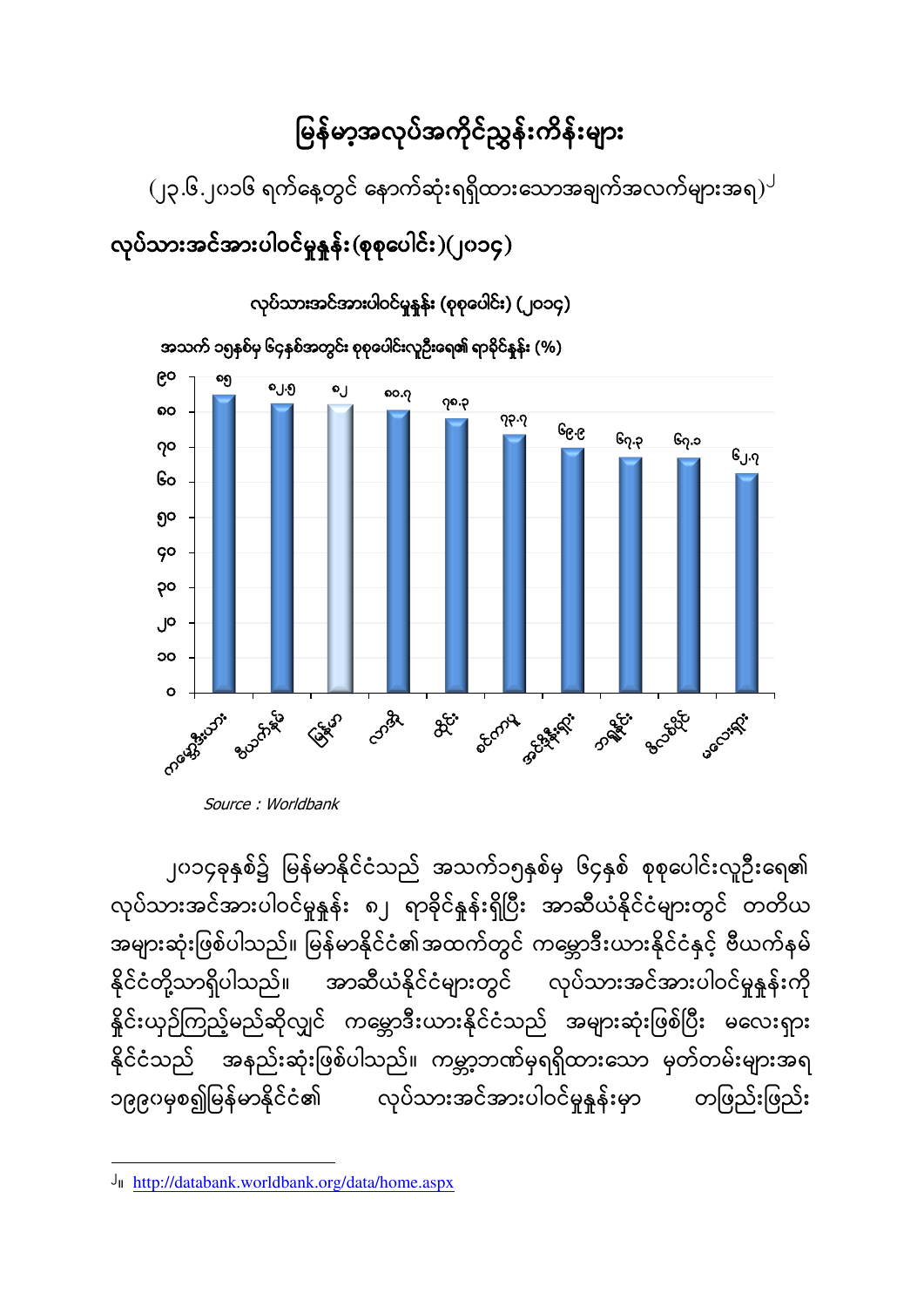# မြန်မာ့အလုပ်အကိုင်ညွှန်းကိန်းများ

(၂၃.၆.၂၀၁၆ ရက်နေ့တွင် နောက်ဆုံးရရှိထားသောအချက်အလက်များအရ)[၂]

## လုပ်သားအင်အားပါဝင်မှုနှုန်း(စုစုပေါင်း)(၂၀၁၄)

**လုပ်သားအင်အားပါဝင်မှုနှုန်း (စုစုပေါင်း) (၂၀၁၄)**

**အသက် ၁၅နှစ်မှ ၆၄နှစ်အတွင်း စုစုပေါင်းလူဦးရေ၏ ရာခိုင်နှုန်း (%)**

| နိုင်ငံ | ရာခိုင်နှုန်း |
| --- | --- |
| ကမ္ဘောဒီးယား | ၈၅ |
| ဗီယက်နမ် | ၈၂.၅ |
| မြန်မာ | ၈၂ |
| လာအို | ၈၀.၇ |
| ထိုင်း | ၇၈.၃ |
| စင်ကာပူ | ၇၃.၇ |
| အင်ဒိုနီးရှား | ၆၉.၉ |
| ဘရူနိုင်း | ၆၇.၃ |
| ဖိလစ်ပိုင် | ၆၇.၁ |
| မလေးရှား | ၆၂.၇ |

*Source : Worldbank*

၂၀၁၄ခုနှစ်၌ မြန်မာနိုင်ငံသည် အသက်၁၅နှစ်မှ ၆၄နှစ် စုစုပေါင်းလူဦးရေ၏ လုပ်သားအင်အားပါဝင်မှုနှုန်း ၈၂ ရာခိုင်နှုန်းရှိပြီး အာဆီယံနိုင်ငံများတွင် တတိယ အများဆုံးဖြစ်ပါသည်။ မြန်မာနိုင်ငံ၏အထက်တွင် ကမ္ဘောဒီးယားနိုင်ငံနှင့် ဗီယက်နမ် နိုင်ငံတို့သာရှိပါသည်။ အာဆီယံနိုင်ငံများတွင် လုပ်သားအင်အားပါဝင်မှုနှုန်းကို နှိုင်းယှဉ်ကြည့်မည်ဆိုလျှင် ကမ္ဘောဒီးယားနိုင်ငံသည် အများဆုံးဖြစ်ပြီး မလေးရှား နိုင်ငံသည် အနည်းဆုံးဖြစ်ပါသည်။ ကမ္ဘာ့ဘဏ်မှရရှိထားသော မှတ်တမ်းများအရ ၁၉၉၀မှစ၍မြန်မာနိုင်ငံ၏ လုပ်သားအင်အားပါဝင်မှုနှုန်းမှာ တဖြည်းဖြည်း

[၂]။ http://databank.worldbank.org/data/home.aspx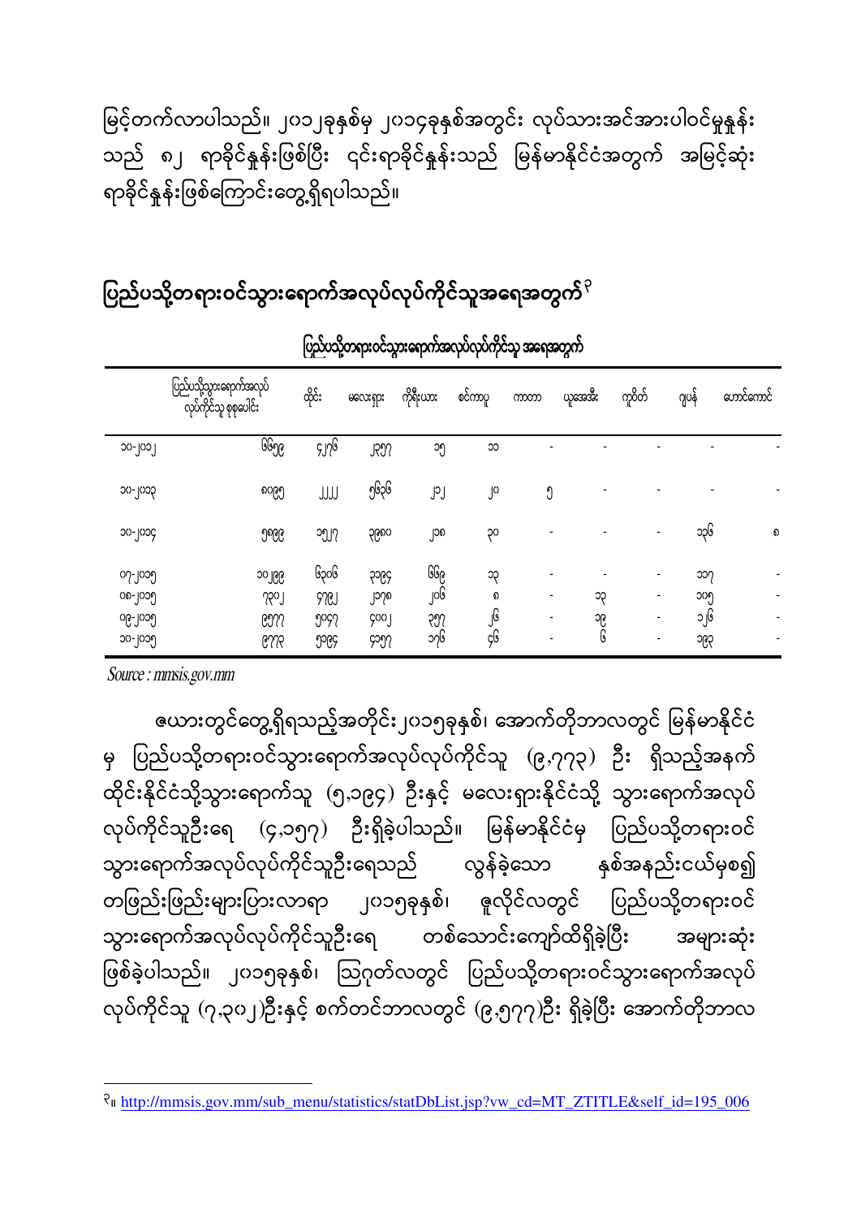မြင့်တက်လာပါသည်။ ၂၀၁၂ခုနှစ်မှ ၂၀၁၄ခုနှစ်အတွင်း လုပ်သားအင်အားပါဝင်မှုနှုန်းသည် ၈၂ ရာခိုင်နှုန်းဖြစ်ပြီး ၎င်းရာခိုင်နှုန်းသည် မြန်မာနိုင်ငံအတွက် အမြင့်ဆုံးရာခိုင်နှုန်းဖြစ်ကြောင်းတွေ့ရှိရပါသည်။

## ပြည်ပသို့တရားဝင်သွားရောက်အလုပ်လုပ်ကိုင်သူအရေအတွက်[၃]

ပြည်ပသို့တရားဝင်သွားရောက်အလုပ်လုပ်ကိုင်သူ အရေအတွက်

| | ပြည်ပသို့သွားရောက်အလုပ်လုပ်ကိုင်သူ စုစုပေါင်း | ထိုင်း | မလေးရှား | ကိုရီးယား | စင်ကာပူ | ကာတာ | ယူအေအီး | ကူဝိတ် | ဂျပန် | ဟောင်ကောင် |
|---|---|---|---|---|---|---|---|---|---|---|
| ၁၀-၂၀၁၂ | ၆၆၅၉ | ၄၂၇၆ | ၂၃၅၇ | ၁၅ | ၁၁ | - | - | - | - | - |
| ၁၀-၂၀၁၃ | ၈၀၉၅ | ၂၂၂၂ | ၅၆၃၆ | ၂၁၂ | ၂၀ | ၅ | - | - | - | - |
| ၁၀-၂၀၁၄ | ၅၈၉၉ | ၁၅၂၇ | ၃၉၈၀ | ၂၁၈ | ၃၀ | - | - | - | ၁၃၆ | ၈ |
| ၀၇-၂၀၁၅ | ၁၀၂၉၉ | ၆၃၀၆ | ၃၁၉၄ | ၆၆၉ | ၁၃ | - | - | - | ၁၁၇ | - |
| ၀၈-၂၀၁၅ | ၇၃၀၂ | ၄၇၉၂ | ၂၁၇၈ | ၂၀၆ | ၈ | - | ၁၃ | - | ၁၀၅ | - |
| ၀၉-၂၀၁၅ | ၉၅၇၇ | ၅၀၄၇ | ၄၀၀၂ | ၃၅၇ | ၂၆ | - | ၁၉ | - | ၁၂၆ | - |
| ၁၀-၂၀၁၅ | ၉၇၇၃ | ၅၁၉၄ | ၄၁၅၇ | ၁၇၆ | ၄၆ | - | ၆ | - | ၁၉၃ | - |

*Source : mmsis.gov.mm*

ဇယားတွင်တွေ့ရှိရသည့်အတိုင်း၂၀၁၅ခုနှစ်၊ အောက်တိုဘာလတွင် မြန်မာနိုင်ငံမှ ပြည်ပသို့တရားဝင်သွားရောက်အလုပ်လုပ်ကိုင်သူ (၉,၇၇၃) ဦး ရှိသည့်အနက် ထိုင်းနိုင်ငံသို့သွားရောက်သူ (၅,၁၉၄) ဦးနှင့် မလေးရှားနိုင်ငံသို့ သွားရောက်အလုပ်လုပ်ကိုင်သူဦးရေ (၄,၁၅၇) ဦးရှိခဲ့ပါသည်။ မြန်မာနိုင်ငံမှ ပြည်ပသို့တရားဝင်သွားရောက်အလုပ်လုပ်ကိုင်သူဦးရေသည် လွန်ခဲ့သော နှစ်အနည်းငယ်မှစ၍ တဖြည်းဖြည်းများပြားလာရာ ၂၀၁၅ခုနှစ်၊ ဇူလိုင်လတွင် ပြည်ပသို့တရားဝင်သွားရောက်အလုပ်လုပ်ကိုင်သူဦးရေ တစ်သောင်းကျော်ထိရှိခဲ့ပြီး အများဆုံးဖြစ်ခဲ့ပါသည်။ ၂၀၁၅ခုနှစ်၊ ဩဂုတ်လတွင် ပြည်ပသို့တရားဝင်သွားရောက်အလုပ်လုပ်ကိုင်သူ (၇,၃၀၂)ဦးနှင့် စက်တင်ဘာလတွင် (၉,၅၇၇)ဦး ရှိခဲ့ပြီး အောက်တိုဘာလ

[၃]။ http://mmsis.gov.mm/sub_menu/statistics/statDbList.jsp?vw_cd=MT_ZTITLE&self_id=195_006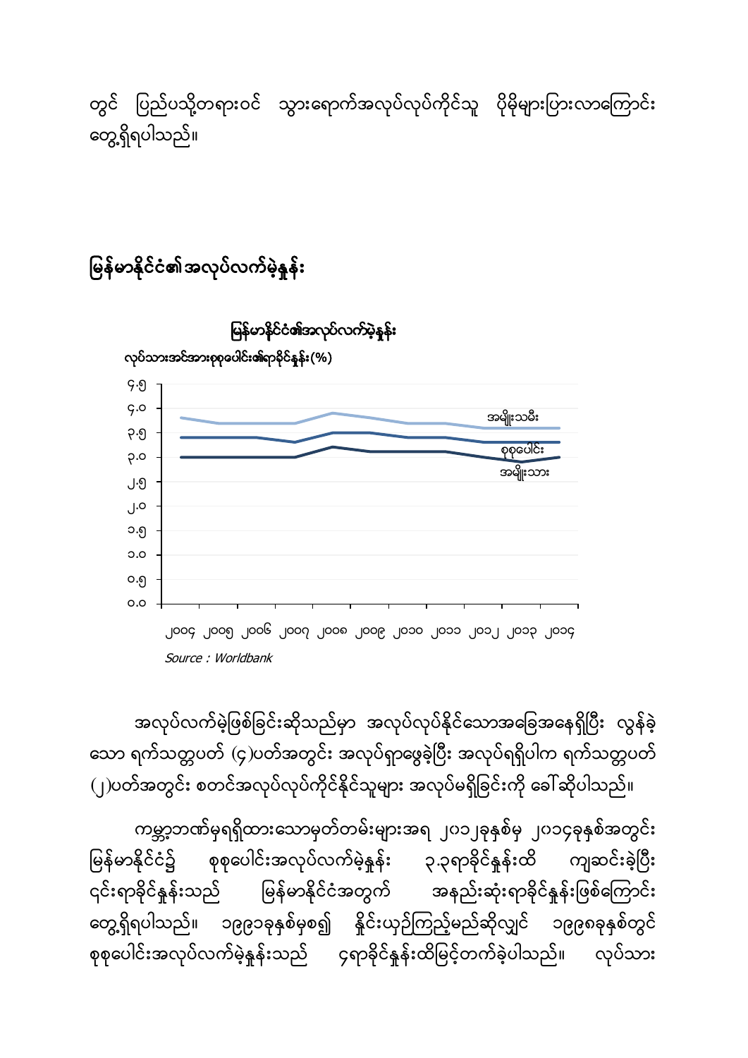တွင် ပြည်ပသို့တရားဝင် သွားရောက်အလုပ်လုပ်ကိုင်သူ ပိုမိုများပြားလာကြောင်း တွေ့ရှိရပါသည်။

## မြန်မာနိုင်ငံ၏အလုပ်လက်မဲ့နှုန်း

**မြန်မာနိုင်ငံ၏အလုပ်လက်မဲ့နှုန်း**

**လုပ်သားအင်အားစုစုပေါင်း၏ရာခိုင်နှုန်း(%)**

၄.၅
၄.၀
၃.၅
၃.၀
၂.၅
၂.၀
၁.၅
၁.၀
၀.၅
၀.၀

အမျိုးသမီး
စုစုပေါင်း
အမျိုးသား

၂၀၀၄ ၂၀၀၅ ၂၀၀၆ ၂၀၀၇ ၂၀၀၈ ၂၀၀၉ ၂၀၁၀ ၂၀၁၁ ၂၀၁၂ ၂၀၁၃ ၂၀၁၄

*Source : Worldbank*

အလုပ်လက်မဲ့ဖြစ်ခြင်းဆိုသည်မှာ အလုပ်လုပ်နိုင်သောအခြေအနေရှိပြီး လွန်ခဲ့သော ရက်သတ္တပတ် (၄)ပတ်အတွင်း အလုပ်ရှာဖွေခဲ့ပြီး အလုပ်ရရှိပါက ရက်သတ္တပတ် (၂)ပတ်အတွင်း စတင်အလုပ်လုပ်ကိုင်နိုင်သူများ အလုပ်မရှိခြင်းကို ခေါ်ဆိုပါသည်။

ကမ္ဘာ့ဘဏ်မှရရှိထားသောမှတ်တမ်းများအရ ၂၀၁၂ခုနှစ်မှ ၂၀၁၄ခုနှစ်အတွင်း မြန်မာနိုင်ငံ၌ စုစုပေါင်းအလုပ်လက်မဲ့နှုန်း ၃.၃ရာခိုင်နှုန်းထိ ကျဆင်းခဲ့ပြီး ၎င်းရာခိုင်နှုန်းသည် မြန်မာနိုင်ငံအတွက် အနည်းဆုံးရာခိုင်နှုန်းဖြစ်ကြောင်း တွေ့ရှိရပါသည်။ ၁၉၉၁ခုနှစ်မှစ၍ နှိုင်းယှဉ်ကြည့်မည်ဆိုလျှင် ၁၉၉၈ခုနှစ်တွင် စုစုပေါင်းအလုပ်လက်မဲ့နှုန်းသည် ၄ရာခိုင်နှုန်းထိမြင့်တက်ခဲ့ပါသည်။ လုပ်သား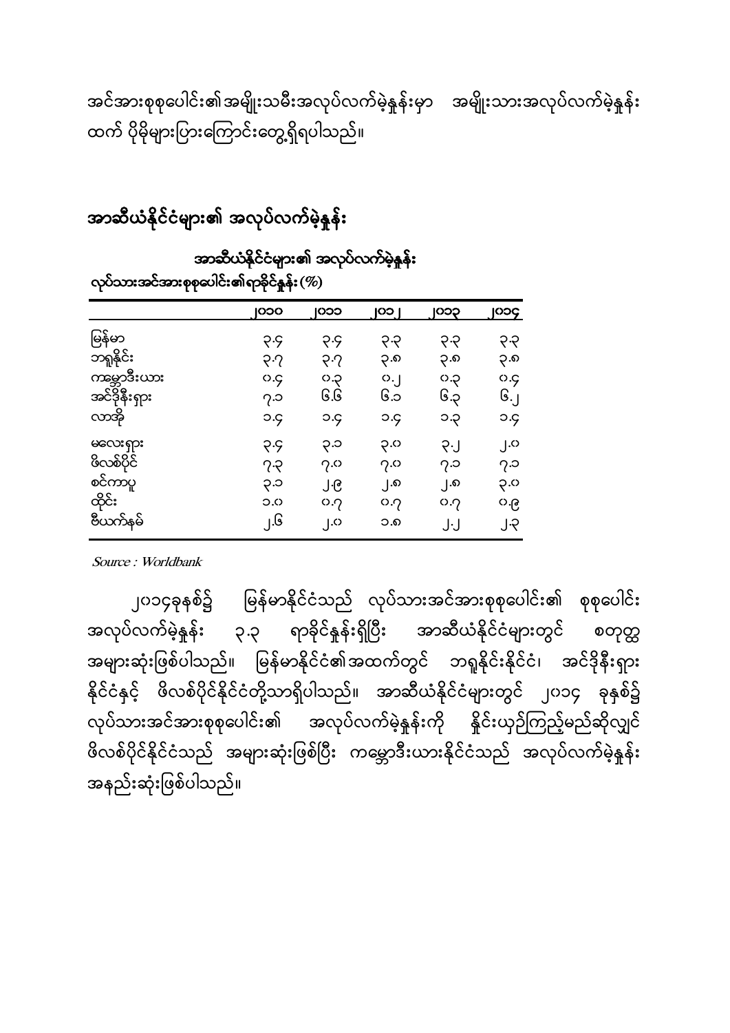အင်အားစုစုပေါင်း၏အမျိုးသမီးအလုပ်လက်မဲ့နှုန်းမှာ အမျိုးသားအလုပ်လက်မဲ့နှုန်း ထက် ပိုမိုများပြားကြောင်းတွေ့ရှိရပါသည်။

## အာဆီယံနိုင်ငံများ၏ အလုပ်လက်မဲ့နှုန်း

**အာဆီယံနိုင်ငံများ၏ အလုပ်လက်မဲ့နှုန်း**

**လုပ်သားအင်အားစုစုပေါင်း၏ရာခိုင်နှုန်း (%)**

| | ၂၀၁၀ | ၂၀၁၁ | ၂၀၁၂ | ၂၀၁၃ | ၂၀၁၄ |
|---|---|---|---|---|---|
| မြန်မာ | ၃.၄ | ၃.၄ | ၃.၃ | ၃.၃ | ၃.၃ |
| ဘရူနိုင်း | ၃.၇ | ၃.၇ | ၃.၈ | ၃.၈ | ၃.၈ |
| ကမ္ဘောဒီးယား | ၀.၄ | ၀.၃ | ၀.၂ | ၀.၃ | ၀.၄ |
| အင်ဒိုနီးရှား | ၇.၁ | ၆.၆ | ၆.၁ | ၆.၃ | ၆.၂ |
| လာအို | ၁.၄ | ၁.၄ | ၁.၄ | ၁.၃ | ၁.၄ |
| မလေးရှား | ၃.၄ | ၃.၁ | ၃.၀ | ၃.၂ | ၂.၀ |
| ဖိလစ်ပိုင် | ၇.၃ | ၇.၀ | ၇.၀ | ၇.၁ | ၇.၁ |
| စင်ကာပူ | ၃.၁ | ၂.၉ | ၂.၈ | ၂.၈ | ၃.၀ |
| ထိုင်း | ၁.၀ | ၀.၇ | ၀.၇ | ၀.၇ | ၀.၉ |
| ဗီယက်နမ် | ၂.၆ | ၂.၀ | ၁.၈ | ၂.၂ | ၂.၃ |

*Source : Worldbank*

၂၀၁၄ခုနှစ်၌ မြန်မာနိုင်ငံသည် လုပ်သားအင်အားစုစုပေါင်း၏ စုစုပေါင်း အလုပ်လက်မဲ့နှုန်း ၃.၃ ရာခိုင်နှုန်းရှိပြီး အာဆီယံနိုင်ငံများတွင် စတုတ္ထ အများဆုံးဖြစ်ပါသည်။ မြန်မာနိုင်ငံ၏အထက်တွင် ဘရူနိုင်းနိုင်ငံ၊ အင်ဒိုနီးရှား နိုင်ငံနှင့် ဖိလစ်ပိုင်နိုင်ငံတို့သာရှိပါသည်။ အာဆီယံနိုင်ငံများတွင် ၂၀၁၄ ခုနှစ်၌ လုပ်သားအင်အားစုစုပေါင်း၏ အလုပ်လက်မဲ့နှုန်းကို နှိုင်းယှဉ်ကြည့်မည်ဆိုလျှင် ဖိလစ်ပိုင်နိုင်ငံသည် အများဆုံးဖြစ်ပြီး ကမ္ဘောဒီးယားနိုင်ငံသည် အလုပ်လက်မဲ့နှုန်း အနည်းဆုံးဖြစ်ပါသည်။